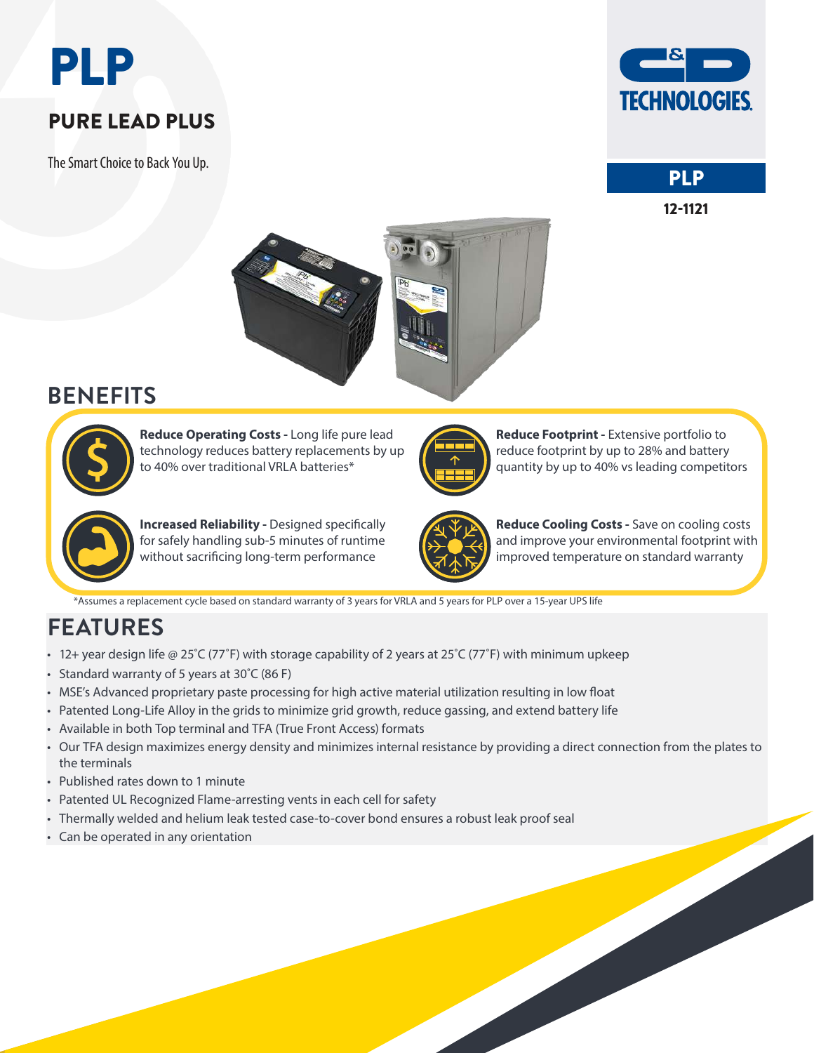# PLP

## PURE LEAD PLUS

The Smart Choice to Back You Up.

C&D TECHNOLOGIES

**PLP**

**12-1121**

## BENEFITS

**Reduce Operating Costs -** Long life pure lead technology reduces battery replacements by up to 40% over traditional VRLA batteries*

**Reduce Footprint -** Extensive portfolio to reduce footprint by up to 28% and battery quantity by up to 40% vs leading competitors

**Increased Reliability -** Designed specifically for safely handling sub-5 minutes of runtime without sacrificing long-term performance

**Reduce Cooling Costs -** Save on cooling costs and improve your environmental footprint with improved temperature on standard warranty

*Assumes a replacement cycle based on standard warranty of 3 years for VRLA and 5 years for PLP over a 15-year UPS life

## FEATURES

- 12+ year design life @ 25˚C (77˚F) with storage capability of 2 years at 25˚C (77˚F) with minimum upkeep
- Standard warranty of 5 years at 30˚C (86 F)
- MSE's Advanced proprietary paste processing for high active material utilization resulting in low float
- Patented Long-Life Alloy in the grids to minimize grid growth, reduce gassing, and extend battery life
- Available in both Top terminal and TFA (True Front Access) formats
- Our TFA design maximizes energy density and minimizes internal resistance by providing a direct connection from the plates to the terminals
- Published rates down to 1 minute
- Patented UL Recognized Flame-arresting vents in each cell for safety
- Thermally welded and helium leak tested case-to-cover bond ensures a robust leak proof seal
- Can be operated in any orientation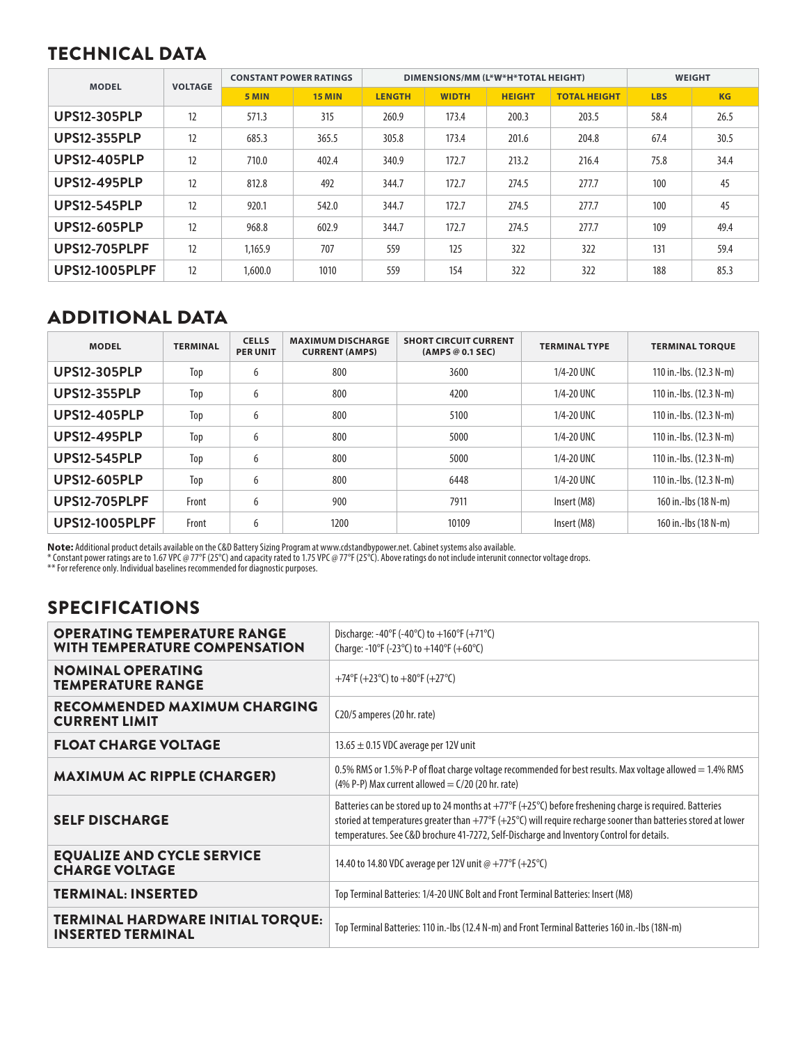## TECHNICAL DATA

| MODEL | VOLTAGE | CONSTANT POWER RATINGS | | DIMENSIONS/MM (L*W*H*TOTAL HEIGHT) | | | | WEIGHT | |
|---|---|---|---|---|---|---|---|---|---|
| | | 5 MIN | 15 MIN | LENGTH | WIDTH | HEIGHT | TOTAL HEIGHT | LBS | KG |
| **UPS12-305PLP** | 12 | 571.3 | 315 | 260.9 | 173.4 | 200.3 | 203.5 | 58.4 | 26.5 |
| **UPS12-355PLP** | 12 | 685.3 | 365.5 | 305.8 | 173.4 | 201.6 | 204.8 | 67.4 | 30.5 |
| **UPS12-405PLP** | 12 | 710.0 | 402.4 | 340.9 | 172.7 | 213.2 | 216.4 | 75.8 | 34.4 |
| **UPS12-495PLP** | 12 | 812.8 | 492 | 344.7 | 172.7 | 274.5 | 277.7 | 100 | 45 |
| **UPS12-545PLP** | 12 | 920.1 | 542.0 | 344.7 | 172.7 | 274.5 | 277.7 | 100 | 45 |
| **UPS12-605PLP** | 12 | 968.8 | 602.9 | 344.7 | 172.7 | 274.5 | 277.7 | 109 | 49.4 |
| **UPS12-705PLPF** | 12 | 1,165.9 | 707 | 559 | 125 | 322 | 322 | 131 | 59.4 |
| **UPS12-1005PLPF** | 12 | 1,600.0 | 1010 | 559 | 154 | 322 | 322 | 188 | 85.3 |

## ADDITIONAL DATA

| MODEL | TERMINAL | CELLS PER UNIT | MAXIMUM DISCHARGE CURRENT (AMPS) | SHORT CIRCUIT CURRENT (AMPS @ 0.1 SEC) | TERMINAL TYPE | TERMINAL TORQUE |
|---|---|---|---|---|---|---|
| **UPS12-305PLP** | Top | 6 | 800 | 3600 | 1/4-20 UNC | 110 in.-lbs. (12.3 N-m) |
| **UPS12-355PLP** | Top | 6 | 800 | 4200 | 1/4-20 UNC | 110 in.-lbs. (12.3 N-m) |
| **UPS12-405PLP** | Top | 6 | 800 | 5100 | 1/4-20 UNC | 110 in.-lbs. (12.3 N-m) |
| **UPS12-495PLP** | Top | 6 | 800 | 5000 | 1/4-20 UNC | 110 in.-lbs. (12.3 N-m) |
| **UPS12-545PLP** | Top | 6 | 800 | 5000 | 1/4-20 UNC | 110 in.-lbs. (12.3 N-m) |
| **UPS12-605PLP** | Top | 6 | 800 | 6448 | 1/4-20 UNC | 110 in.-lbs. (12.3 N-m) |
| **UPS12-705PLPF** | Front | 6 | 900 | 7911 | Insert (M8) | 160 in.-lbs (18 N-m) |
| **UPS12-1005PLPF** | Front | 6 | 1200 | 10109 | Insert (M8) | 160 in.-lbs (18 N-m) |

**Note:** Additional product details available on the C&D Battery Sizing Program at www.cdstandbypower.net. Cabinet systems also available.
* Constant power ratings are to 1.67 VPC @ 77°F (25°C) and capacity rated to 1.75 VPC @ 77°F (25°C). Above ratings do not include interunit connector voltage drops.
** For reference only. Individual baselines recommended for diagnostic purposes.

## SPECIFICATIONS

| | |
|---|---|
| **OPERATING TEMPERATURE RANGE WITH TEMPERATURE COMPENSATION** | Discharge: -40°F (-40°C) to +160°F (+71°C)<br>Charge: -10°F (-23°C) to +140°F (+60°C) |
| **NOMINAL OPERATING TEMPERATURE RANGE** | +74°F (+23°C) to +80°F (+27°C) |
| **RECOMMENDED MAXIMUM CHARGING CURRENT LIMIT** | C20/5 amperes (20 hr. rate) |
| **FLOAT CHARGE VOLTAGE** | 13.65 ± 0.15 VDC average per 12V unit |
| **MAXIMUM AC RIPPLE (CHARGER)** | 0.5% RMS or 1.5% P-P of float charge voltage recommended for best results. Max voltage allowed = 1.4% RMS (4% P-P) Max current allowed = C/20 (20 hr. rate) |
| **SELF DISCHARGE** | Batteries can be stored up to 24 months at +77°F (+25°C) before freshening charge is required. Batteries storied at temperatures greater than +77°F (+25°C) will require recharge sooner than batteries stored at lower temperatures. See C&D brochure 41-7272, Self-Discharge and Inventory Control for details. |
| **EQUALIZE AND CYCLE SERVICE CHARGE VOLTAGE** | 14.40 to 14.80 VDC average per 12V unit @ +77°F (+25°C) |
| **TERMINAL: INSERTED** | Top Terminal Batteries: 1/4-20 UNC Bolt and Front Terminal Batteries: Insert (M8) |
| **TERMINAL HARDWARE INITIAL TORQUE: INSERTED TERMINAL** | Top Terminal Batteries: 110 in.-lbs (12.4 N-m) and Front Terminal Batteries 160 in.-lbs (18N-m) |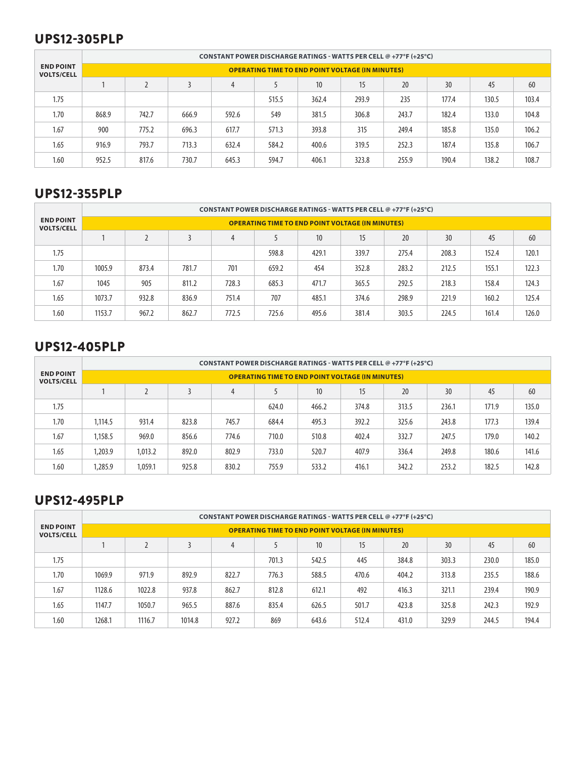## UPS12-305PLP

| END POINT VOLTS/CELL | CONSTANT POWER DISCHARGE RATINGS - WATTS PER CELL @ +77°F (+25°C) | | | | | | | | | | |
|---|---|---|---|---|---|---|---|---|---|---|---|
| | OPERATING TIME TO END POINT VOLTAGE (IN MINUTES) | | | | | | | | | | |
| | 1 | 2 | 3 | 4 | 5 | 10 | 15 | 20 | 30 | 45 | 60 |
| 1.75 | | | | | 515.5 | 362.4 | 293.9 | 235 | 177.4 | 130.5 | 103.4 |
| 1.70 | 868.9 | 742.7 | 666.9 | 592.6 | 549 | 381.5 | 306.8 | 243.7 | 182.4 | 133.0 | 104.8 |
| 1.67 | 900 | 775.2 | 696.3 | 617.7 | 571.3 | 393.8 | 315 | 249.4 | 185.8 | 135.0 | 106.2 |
| 1.65 | 916.9 | 793.7 | 713.3 | 632.4 | 584.2 | 400.6 | 319.5 | 252.3 | 187.4 | 135.8 | 106.7 |
| 1.60 | 952.5 | 817.6 | 730.7 | 645.3 | 594.7 | 406.1 | 323.8 | 255.9 | 190.4 | 138.2 | 108.7 |

## UPS12-355PLP

| END POINT VOLTS/CELL | CONSTANT POWER DISCHARGE RATINGS - WATTS PER CELL @ +77°F (+25°C) | | | | | | | | | | |
|---|---|---|---|---|---|---|---|---|---|---|---|
| | OPERATING TIME TO END POINT VOLTAGE (IN MINUTES) | | | | | | | | | | |
| | 1 | 2 | 3 | 4 | 5 | 10 | 15 | 20 | 30 | 45 | 60 |
| 1.75 | | | | | 598.8 | 429.1 | 339.7 | 275.4 | 208.3 | 152.4 | 120.1 |
| 1.70 | 1005.9 | 873.4 | 781.7 | 701 | 659.2 | 454 | 352.8 | 283.2 | 212.5 | 155.1 | 122.3 |
| 1.67 | 1045 | 905 | 811.2 | 728.3 | 685.3 | 471.7 | 365.5 | 292.5 | 218.3 | 158.4 | 124.3 |
| 1.65 | 1073.7 | 932.8 | 836.9 | 751.4 | 707 | 485.1 | 374.6 | 298.9 | 221.9 | 160.2 | 125.4 |
| 1.60 | 1153.7 | 967.2 | 862.7 | 772.5 | 725.6 | 495.6 | 381.4 | 303.5 | 224.5 | 161.4 | 126.0 |

## UPS12-405PLP

| END POINT VOLTS/CELL | CONSTANT POWER DISCHARGE RATINGS - WATTS PER CELL @ +77°F (+25°C) | | | | | | | | | | |
|---|---|---|---|---|---|---|---|---|---|---|---|
| | OPERATING TIME TO END POINT VOLTAGE (IN MINUTES) | | | | | | | | | | |
| | 1 | 2 | 3 | 4 | 5 | 10 | 15 | 20 | 30 | 45 | 60 |
| 1.75 | | | | | 624.0 | 466.2 | 374.8 | 313.5 | 236.1 | 171.9 | 135.0 |
| 1.70 | 1,114.5 | 931.4 | 823.8 | 745.7 | 684.4 | 495.3 | 392.2 | 325.6 | 243.8 | 177.3 | 139.4 |
| 1.67 | 1,158.5 | 969.0 | 856.6 | 774.6 | 710.0 | 510.8 | 402.4 | 332.7 | 247.5 | 179.0 | 140.2 |
| 1.65 | 1,203.9 | 1,013.2 | 892.0 | 802.9 | 733.0 | 520.7 | 407.9 | 336.4 | 249.8 | 180.6 | 141.6 |
| 1.60 | 1,285.9 | 1,059.1 | 925.8 | 830.2 | 755.9 | 533.2 | 416.1 | 342.2 | 253.2 | 182.5 | 142.8 |

## UPS12-495PLP

| END POINT VOLTS/CELL | CONSTANT POWER DISCHARGE RATINGS - WATTS PER CELL @ +77°F (+25°C) | | | | | | | | | | |
|---|---|---|---|---|---|---|---|---|---|---|---|
| | OPERATING TIME TO END POINT VOLTAGE (IN MINUTES) | | | | | | | | | | |
| | 1 | 2 | 3 | 4 | 5 | 10 | 15 | 20 | 30 | 45 | 60 |
| 1.75 | | | | | 701.3 | 542.5 | 445 | 384.8 | 303.3 | 230.0 | 185.0 |
| 1.70 | 1069.9 | 971.9 | 892.9 | 822.7 | 776.3 | 588.5 | 470.6 | 404.2 | 313.8 | 235.5 | 188.6 |
| 1.67 | 1128.6 | 1022.8 | 937.8 | 862.7 | 812.8 | 612.1 | 492 | 416.3 | 321.1 | 239.4 | 190.9 |
| 1.65 | 1147.7 | 1050.7 | 965.5 | 887.6 | 835.4 | 626.5 | 501.7 | 423.8 | 325.8 | 242.3 | 192.9 |
| 1.60 | 1268.1 | 1116.7 | 1014.8 | 927.2 | 869 | 643.6 | 512.4 | 431.0 | 329.9 | 244.5 | 194.4 |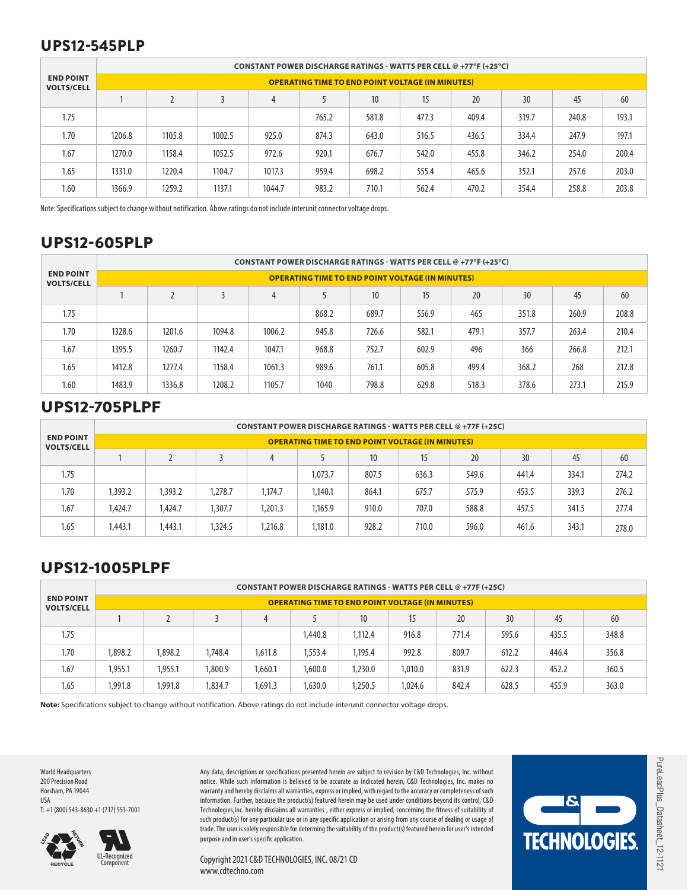## UPS12-545PLP

| END POINT VOLTS/CELL | CONSTANT POWER DISCHARGE RATINGS - WATTS PER CELL @ +77°F (+25°C) | | | | | | | | | | |
|---|---|---|---|---|---|---|---|---|---|---|---|
| | OPERATING TIME TO END POINT VOLTAGE (IN MINUTES) | | | | | | | | | | |
| | 1 | 2 | 3 | 4 | 5 | 10 | 15 | 20 | 30 | 45 | 60 |
| 1.75 | | | | | 765.2 | 581.8 | 477.3 | 409.4 | 319.7 | 240.8 | 193.1 |
| 1.70 | 1206.8 | 1105.8 | 1002.5 | 925.0 | 874.3 | 643.0 | 516.5 | 436.5 | 334.4 | 247.9 | 197.1 |
| 1.67 | 1270.0 | 1158.4 | 1052.5 | 972.6 | 920.1 | 676.7 | 542.0 | 455.8 | 346.2 | 254.0 | 200.4 |
| 1.65 | 1331.0 | 1220.4 | 1104.7 | 1017.3 | 959.4 | 698.2 | 555.4 | 465.6 | 352.1 | 257.6 | 203.0 |
| 1.60 | 1366.9 | 1259.2 | 1137.1 | 1044.7 | 983.2 | 710.1 | 562.4 | 470.2 | 354.4 | 258.8 | 203.8 |

Note: Specifications subject to change without notification. Above ratings do not include interunit connector voltage drops.

## UPS12-605PLP

| END POINT VOLTS/CELL | CONSTANT POWER DISCHARGE RATINGS - WATTS PER CELL @ +77°F (+25°C) | | | | | | | | | | |
|---|---|---|---|---|---|---|---|---|---|---|---|
| | OPERATING TIME TO END POINT VOLTAGE (IN MINUTES) | | | | | | | | | | |
| | 1 | 2 | 3 | 4 | 5 | 10 | 15 | 20 | 30 | 45 | 60 |
| 1.75 | | | | | 868.2 | 689.7 | 556.9 | 465 | 351.8 | 260.9 | 208.8 |
| 1.70 | 1328.6 | 1201.6 | 1094.8 | 1006.2 | 945.8 | 726.6 | 582.1 | 479.1 | 357.7 | 263.4 | 210.4 |
| 1.67 | 1395.5 | 1260.7 | 1142.4 | 1047.1 | 968.8 | 752.7 | 602.9 | 496 | 366 | 266.8 | 212.1 |
| 1.65 | 1412.8 | 1277.4 | 1158.4 | 1061.3 | 989.6 | 761.1 | 605.8 | 499.4 | 368.2 | 268 | 212.8 |
| 1.60 | 1483.9 | 1336.8 | 1208.2 | 1105.7 | 1040 | 798.8 | 629.8 | 518.3 | 378.6 | 273.1 | 215.9 |

## UPS12-705PLPF

| END POINT VOLTS/CELL | CONSTANT POWER DISCHARGE RATINGS - WATTS PER CELL @ +77F (+25C) | | | | | | | | | | |
|---|---|---|---|---|---|---|---|---|---|---|---|
| | OPERATING TIME TO END POINT VOLTAGE (IN MINUTES) | | | | | | | | | | |
| | 1 | 2 | 3 | 4 | 5 | 10 | 15 | 20 | 30 | 45 | 60 |
| 1.75 | | | | | 1,073.7 | 807.5 | 636.3 | 549.6 | 441.4 | 334.1 | 274.2 |
| 1.70 | 1,393.2 | 1,393.2 | 1,278.7 | 1,174.7 | 1,140.1 | 864.1 | 675.7 | 575.9 | 453.5 | 339.3 | 276.2 |
| 1.67 | 1,424.7 | 1,424.7 | 1,307.7 | 1,201.3 | 1,165.9 | 910.0 | 707.0 | 588.8 | 457.5 | 341.5 | 277.4 |
| 1.65 | 1,443.1 | 1,443.1 | 1,324.5 | 1,216.8 | 1,181.0 | 928.2 | 710.0 | 596.0 | 461.6 | 343.1 | 278.0 |

## UPS12-1005PLPF

| END POINT VOLTS/CELL | CONSTANT POWER DISCHARGE RATINGS - WATTS PER CELL @ +77F (+25C) | | | | | | | | | | |
|---|---|---|---|---|---|---|---|---|---|---|---|
| | OPERATING TIME TO END POINT VOLTAGE (IN MINUTES) | | | | | | | | | | |
| | 1 | 2 | 3 | 4 | 5 | 10 | 15 | 20 | 30 | 45 | 60 |
| 1.75 | | | | | 1,440.8 | 1,112.4 | 916.8 | 771.4 | 595.6 | 435.5 | 348.8 |
| 1.70 | 1,898.2 | 1,898.2 | 1,748.4 | 1,611.8 | 1,553.4 | 1,195.4 | 992.8 | 809.7 | 612.2 | 446.4 | 356.8 |
| 1.67 | 1,955.1 | 1,955.1 | 1,800.9 | 1,660.1 | 1,600.0 | 1,230.0 | 1,010.0 | 831.9 | 622.3 | 452.2 | 360.5 |
| 1.65 | 1,991.8 | 1,991.8 | 1,834.7 | 1,691.3 | 1,630.0 | 1,250.5 | 1,024.6 | 842.4 | 628.5 | 455.9 | 363.0 |

**Note:** Specifications subject to change without notification. Above ratings do not include interunit connector voltage drops.

World Headquarters
200 Precision Road
Horsham, PA 19044
USA
T: +1 (800) 543-8630 +1 (717) 553-7001

LEAD RETURN RECYCLE

UL-Recognized Component

Any data, descriptions or specifications presented herein are subject to revision by C&D Technologies, Inc. without notice. While such information is believed to be accurate as indicated herein, C&D Technologies, Inc. makes no warranty and hereby disclaims all warranties, express or implied, with regard to the accuracy or completeness of such information. Further, because the product(s) featured herein may be used under conditions beyond its control, C&D Technologies,Inc. hereby disclaims all warranties , either express or implied, concerning the fitness of suitability of such product(s) for any particular use or in any specific application or arising from any course of dealing or usage of trade. The user is solely responsible for determining the suitability of the product(s) featured herein for user's intended purpose and in user's specific application.

Copyright 2021 C&D TECHNOLOGIES, INC. 08/21 CD
www.cdtechno.com

C&D TECHNOLOGIES.

PureLeadPlus_Datasheet_12-1121